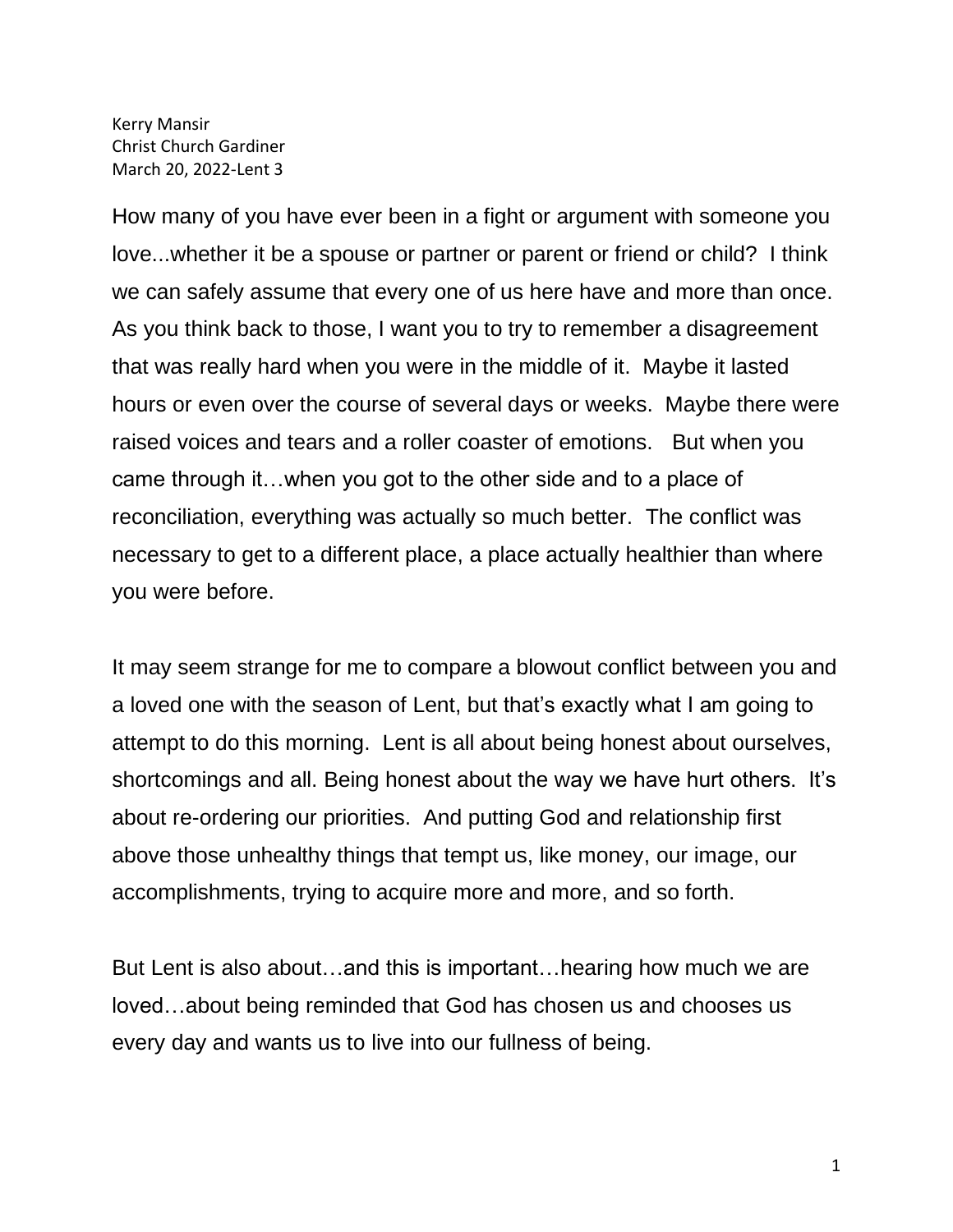Kerry Mansir
Christ Church Gardiner
March 20, 2022-Lent 3

How many of you have ever been in a fight or argument with someone you love...whether it be a spouse or partner or parent or friend or child? I think we can safely assume that every one of us here have and more than once. As you think back to those, I want you to try to remember a disagreement that was really hard when you were in the middle of it. Maybe it lasted hours or even over the course of several days or weeks. Maybe there were raised voices and tears and a roller coaster of emotions. But when you came through it…when you got to the other side and to a place of reconciliation, everything was actually so much better. The conflict was necessary to get to a different place, a place actually healthier than where you were before.

It may seem strange for me to compare a blowout conflict between you and a loved one with the season of Lent, but that's exactly what I am going to attempt to do this morning. Lent is all about being honest about ourselves, shortcomings and all. Being honest about the way we have hurt others. It's about re-ordering our priorities. And putting God and relationship first above those unhealthy things that tempt us, like money, our image, our accomplishments, trying to acquire more and more, and so forth.

But Lent is also about…and this is important…hearing how much we are loved…about being reminded that God has chosen us and chooses us every day and wants us to live into our fullness of being.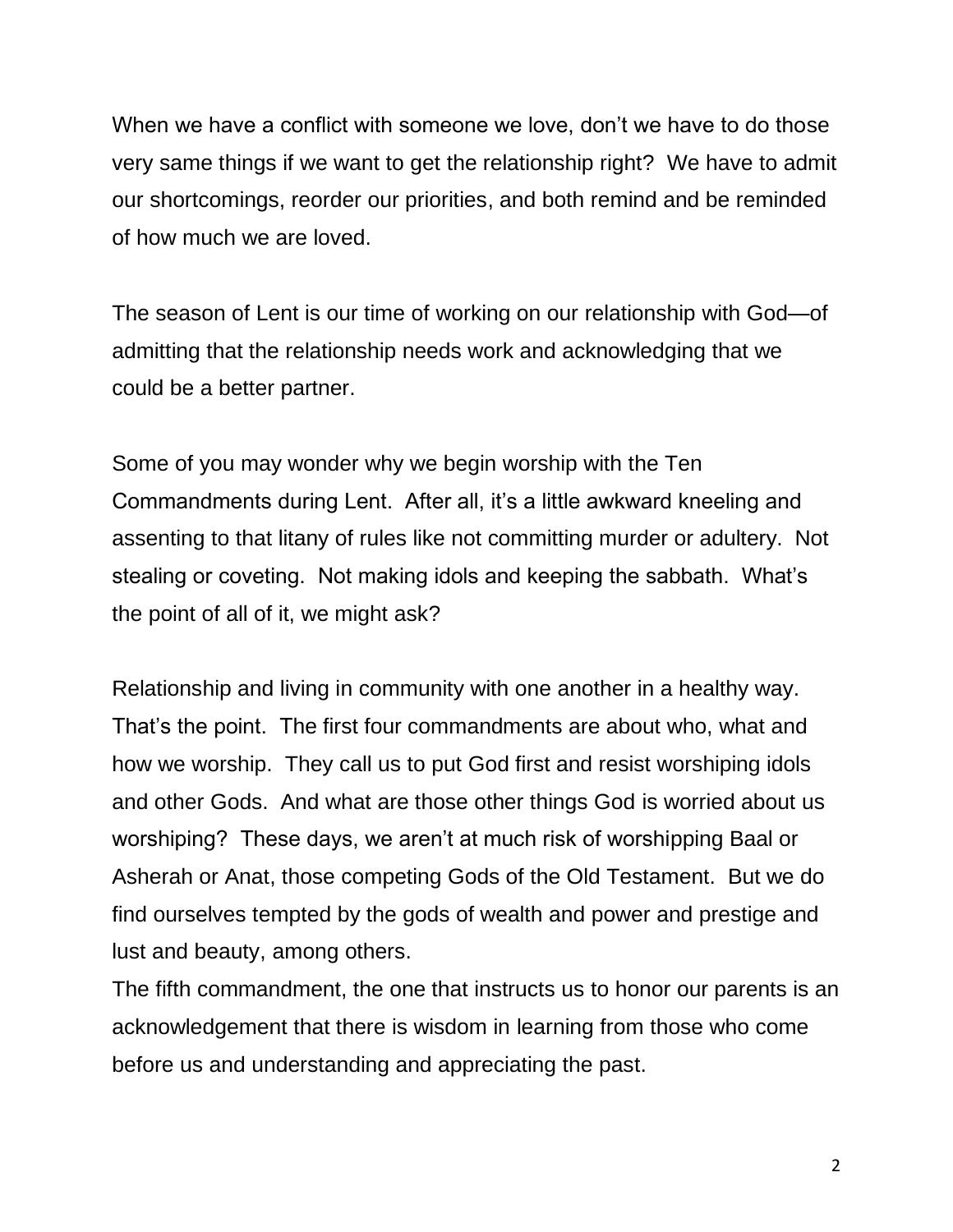When we have a conflict with someone we love, don't we have to do those very same things if we want to get the relationship right? We have to admit our shortcomings, reorder our priorities, and both remind and be reminded of how much we are loved.

The season of Lent is our time of working on our relationship with God—of admitting that the relationship needs work and acknowledging that we could be a better partner.

Some of you may wonder why we begin worship with the Ten Commandments during Lent. After all, it's a little awkward kneeling and assenting to that litany of rules like not committing murder or adultery. Not stealing or coveting. Not making idols and keeping the sabbath. What's the point of all of it, we might ask?

Relationship and living in community with one another in a healthy way. That's the point. The first four commandments are about who, what and how we worship. They call us to put God first and resist worshiping idols and other Gods. And what are those other things God is worried about us worshiping? These days, we aren't at much risk of worshipping Baal or Asherah or Anat, those competing Gods of the Old Testament. But we do find ourselves tempted by the gods of wealth and power and prestige and lust and beauty, among others.

The fifth commandment, the one that instructs us to honor our parents is an acknowledgement that there is wisdom in learning from those who come before us and understanding and appreciating the past.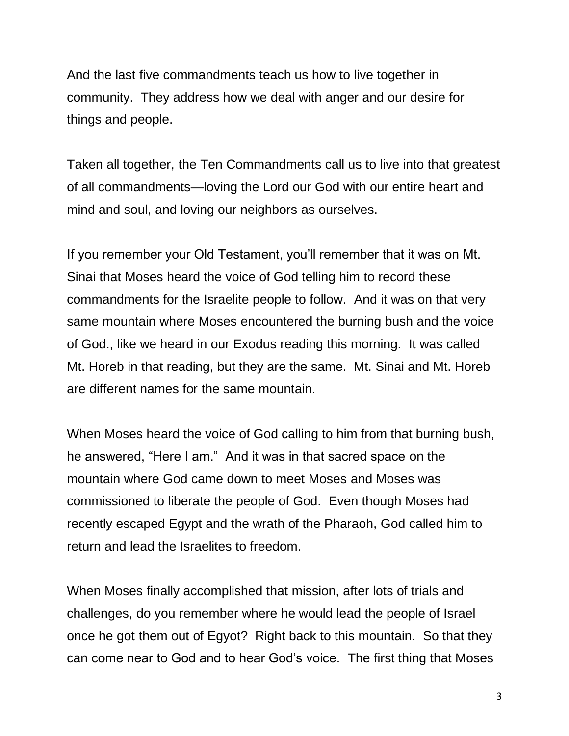And the last five commandments teach us how to live together in community. They address how we deal with anger and our desire for things and people.

Taken all together, the Ten Commandments call us to live into that greatest of all commandments—loving the Lord our God with our entire heart and mind and soul, and loving our neighbors as ourselves.

If you remember your Old Testament, you'll remember that it was on Mt. Sinai that Moses heard the voice of God telling him to record these commandments for the Israelite people to follow. And it was on that very same mountain where Moses encountered the burning bush and the voice of God., like we heard in our Exodus reading this morning. It was called Mt. Horeb in that reading, but they are the same. Mt. Sinai and Mt. Horeb are different names for the same mountain.

When Moses heard the voice of God calling to him from that burning bush, he answered, "Here I am." And it was in that sacred space on the mountain where God came down to meet Moses and Moses was commissioned to liberate the people of God. Even though Moses had recently escaped Egypt and the wrath of the Pharaoh, God called him to return and lead the Israelites to freedom.

When Moses finally accomplished that mission, after lots of trials and challenges, do you remember where he would lead the people of Israel once he got them out of Egyot? Right back to this mountain. So that they can come near to God and to hear God's voice. The first thing that Moses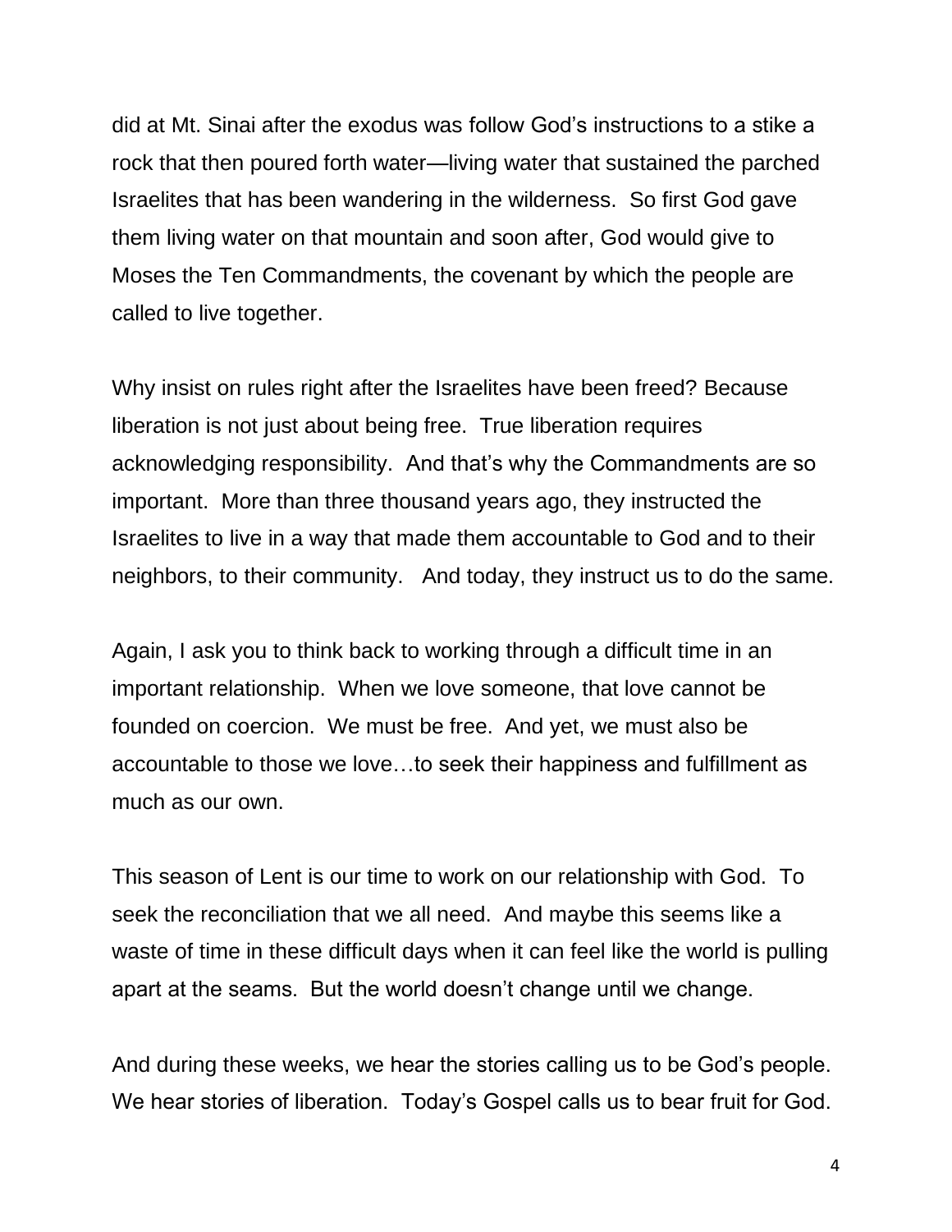did at Mt. Sinai after the exodus was follow God's instructions to a stike a rock that then poured forth water—living water that sustained the parched Israelites that has been wandering in the wilderness. So first God gave them living water on that mountain and soon after, God would give to Moses the Ten Commandments, the covenant by which the people are called to live together.

Why insist on rules right after the Israelites have been freed? Because liberation is not just about being free. True liberation requires acknowledging responsibility. And that's why the Commandments are so important. More than three thousand years ago, they instructed the Israelites to live in a way that made them accountable to God and to their neighbors, to their community. And today, they instruct us to do the same.

Again, I ask you to think back to working through a difficult time in an important relationship. When we love someone, that love cannot be founded on coercion. We must be free. And yet, we must also be accountable to those we love…to seek their happiness and fulfillment as much as our own.

This season of Lent is our time to work on our relationship with God. To seek the reconciliation that we all need. And maybe this seems like a waste of time in these difficult days when it can feel like the world is pulling apart at the seams. But the world doesn't change until we change.

And during these weeks, we hear the stories calling us to be God's people. We hear stories of liberation. Today's Gospel calls us to bear fruit for God.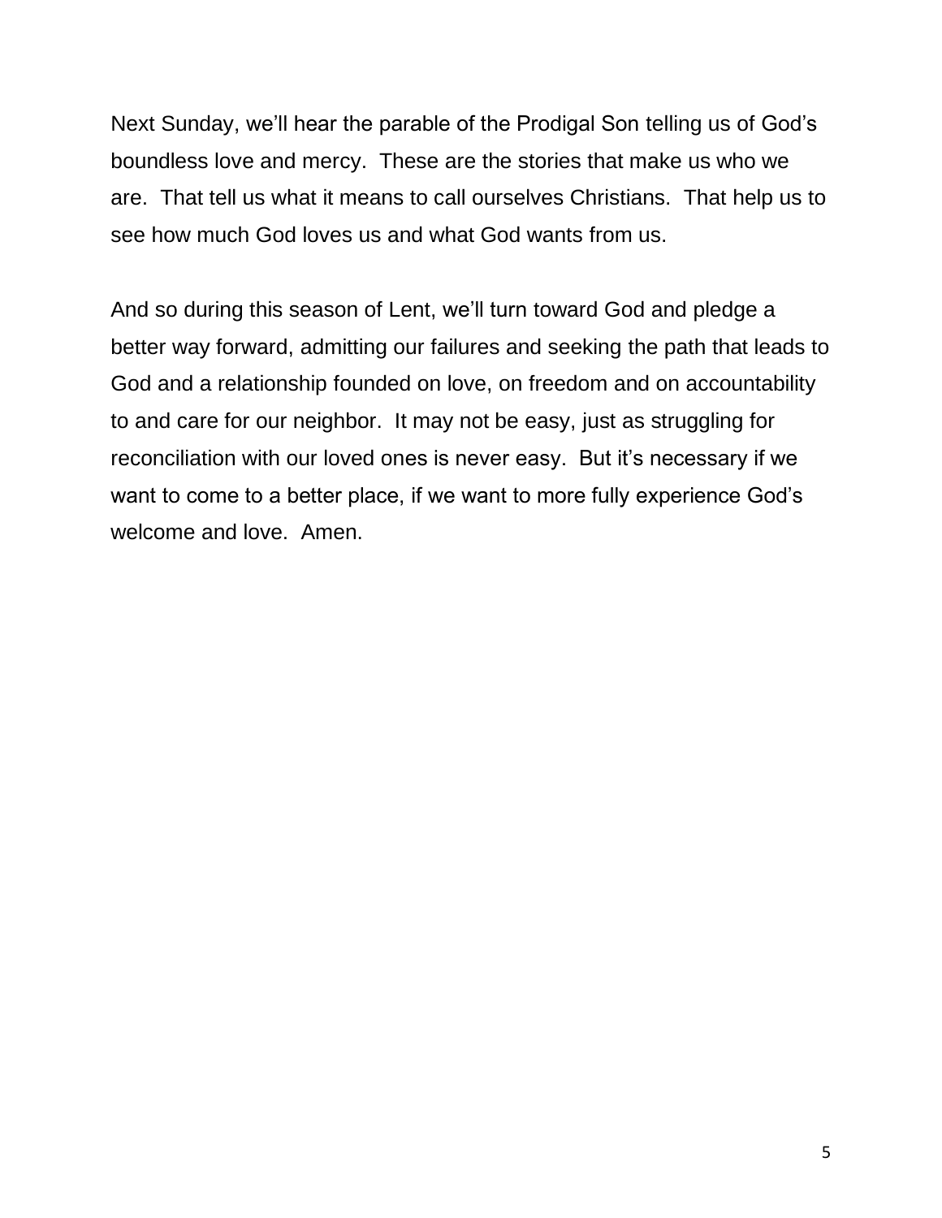Next Sunday, we'll hear the parable of the Prodigal Son telling us of God's boundless love and mercy. These are the stories that make us who we are. That tell us what it means to call ourselves Christians. That help us to see how much God loves us and what God wants from us.

And so during this season of Lent, we'll turn toward God and pledge a better way forward, admitting our failures and seeking the path that leads to God and a relationship founded on love, on freedom and on accountability to and care for our neighbor. It may not be easy, just as struggling for reconciliation with our loved ones is never easy. But it's necessary if we want to come to a better place, if we want to more fully experience God's welcome and love. Amen.